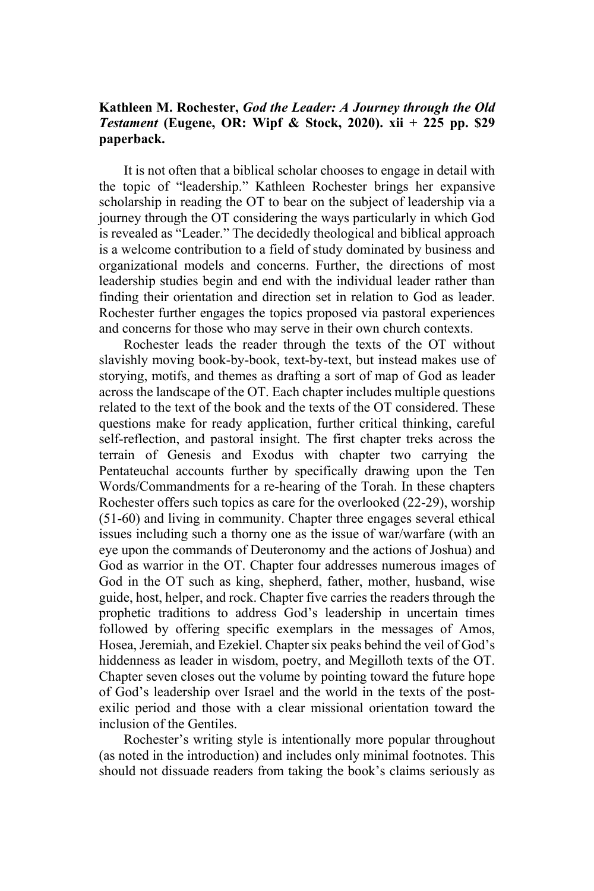**Kathleen M. Rochester,** ***God the Leader: A Journey through the Old Testament*** **(Eugene, OR: Wipf & Stock, 2020). xii + 225 pp. $29 paperback.**

It is not often that a biblical scholar chooses to engage in detail with the topic of "leadership." Kathleen Rochester brings her expansive scholarship in reading the OT to bear on the subject of leadership via a journey through the OT considering the ways particularly in which God is revealed as "Leader." The decidedly theological and biblical approach is a welcome contribution to a field of study dominated by business and organizational models and concerns. Further, the directions of most leadership studies begin and end with the individual leader rather than finding their orientation and direction set in relation to God as leader. Rochester further engages the topics proposed via pastoral experiences and concerns for those who may serve in their own church contexts.

Rochester leads the reader through the texts of the OT without slavishly moving book-by-book, text-by-text, but instead makes use of storying, motifs, and themes as drafting a sort of map of God as leader across the landscape of the OT. Each chapter includes multiple questions related to the text of the book and the texts of the OT considered. These questions make for ready application, further critical thinking, careful self-reflection, and pastoral insight. The first chapter treks across the terrain of Genesis and Exodus with chapter two carrying the Pentateuchal accounts further by specifically drawing upon the Ten Words/Commandments for a re-hearing of the Torah. In these chapters Rochester offers such topics as care for the overlooked (22-29), worship (51-60) and living in community. Chapter three engages several ethical issues including such a thorny one as the issue of war/warfare (with an eye upon the commands of Deuteronomy and the actions of Joshua) and God as warrior in the OT. Chapter four addresses numerous images of God in the OT such as king, shepherd, father, mother, husband, wise guide, host, helper, and rock. Chapter five carries the readers through the prophetic traditions to address God's leadership in uncertain times followed by offering specific exemplars in the messages of Amos, Hosea, Jeremiah, and Ezekiel. Chapter six peaks behind the veil of God's hiddenness as leader in wisdom, poetry, and Megilloth texts of the OT. Chapter seven closes out the volume by pointing toward the future hope of God's leadership over Israel and the world in the texts of the post-exilic period and those with a clear missional orientation toward the inclusion of the Gentiles.

Rochester's writing style is intentionally more popular throughout (as noted in the introduction) and includes only minimal footnotes. This should not dissuade readers from taking the book's claims seriously as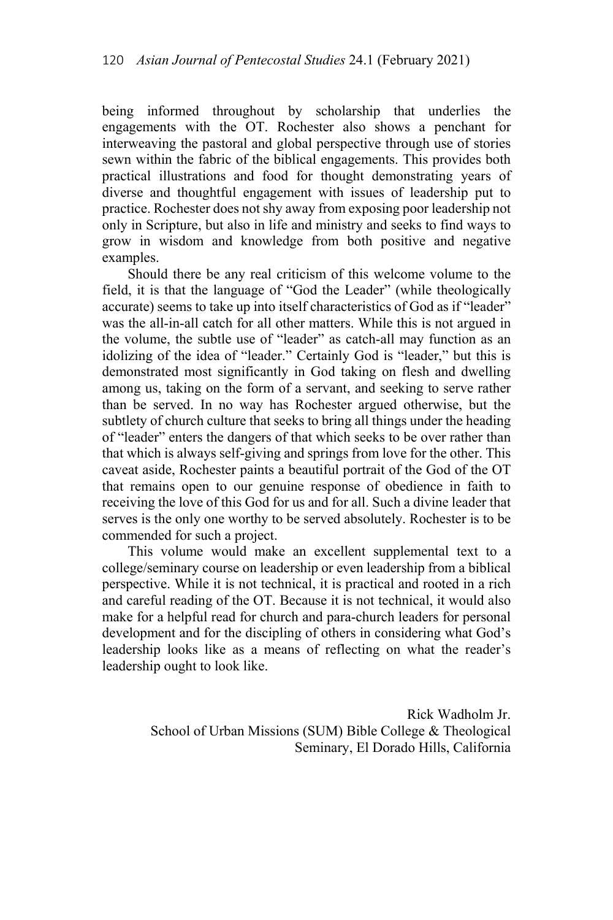being informed throughout by scholarship that underlies the engagements with the OT. Rochester also shows a penchant for interweaving the pastoral and global perspective through use of stories sewn within the fabric of the biblical engagements. This provides both practical illustrations and food for thought demonstrating years of diverse and thoughtful engagement with issues of leadership put to practice. Rochester does not shy away from exposing poor leadership not only in Scripture, but also in life and ministry and seeks to find ways to grow in wisdom and knowledge from both positive and negative examples.

Should there be any real criticism of this welcome volume to the field, it is that the language of "God the Leader" (while theologically accurate) seems to take up into itself characteristics of God as if "leader" was the all-in-all catch for all other matters. While this is not argued in the volume, the subtle use of "leader" as catch-all may function as an idolizing of the idea of "leader." Certainly God is "leader," but this is demonstrated most significantly in God taking on flesh and dwelling among us, taking on the form of a servant, and seeking to serve rather than be served. In no way has Rochester argued otherwise, but the subtlety of church culture that seeks to bring all things under the heading of "leader" enters the dangers of that which seeks to be over rather than that which is always self-giving and springs from love for the other. This caveat aside, Rochester paints a beautiful portrait of the God of the OT that remains open to our genuine response of obedience in faith to receiving the love of this God for us and for all. Such a divine leader that serves is the only one worthy to be served absolutely. Rochester is to be commended for such a project.

This volume would make an excellent supplemental text to a college/seminary course on leadership or even leadership from a biblical perspective. While it is not technical, it is practical and rooted in a rich and careful reading of the OT. Because it is not technical, it would also make for a helpful read for church and para-church leaders for personal development and for the discipling of others in considering what God's leadership looks like as a means of reflecting on what the reader's leadership ought to look like.

Rick Wadholm Jr.
School of Urban Missions (SUM) Bible College & Theological Seminary, El Dorado Hills, California